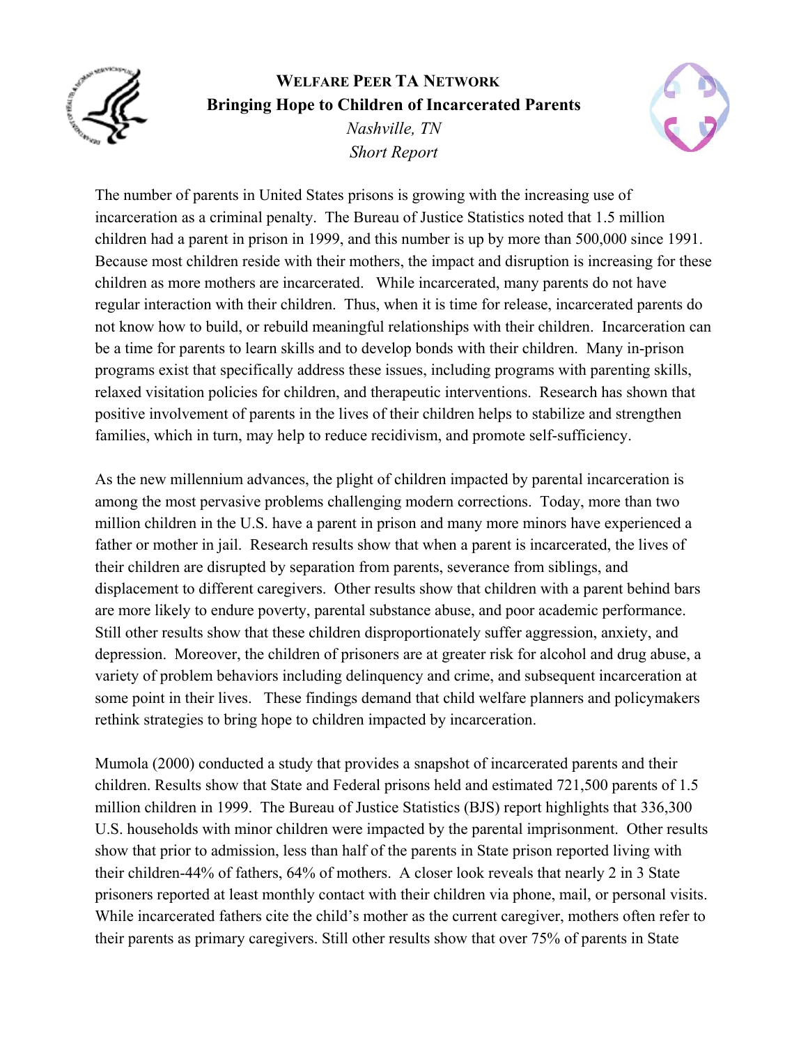# Welfare Peer TA Network

## Bringing Hope to Children of Incarcerated Parents

*Nashville, TN*

*Short Report*

The number of parents in United States prisons is growing with the increasing use of incarceration as a criminal penalty. The Bureau of Justice Statistics noted that 1.5 million children had a parent in prison in 1999, and this number is up by more than 500,000 since 1991. Because most children reside with their mothers, the impact and disruption is increasing for these children as more mothers are incarcerated. While incarcerated, many parents do not have regular interaction with their children. Thus, when it is time for release, incarcerated parents do not know how to build, or rebuild meaningful relationships with their children. Incarceration can be a time for parents to learn skills and to develop bonds with their children. Many in-prison programs exist that specifically address these issues, including programs with parenting skills, relaxed visitation policies for children, and therapeutic interventions. Research has shown that positive involvement of parents in the lives of their children helps to stabilize and strengthen families, which in turn, may help to reduce recidivism, and promote self-sufficiency.

As the new millennium advances, the plight of children impacted by parental incarceration is among the most pervasive problems challenging modern corrections. Today, more than two million children in the U.S. have a parent in prison and many more minors have experienced a father or mother in jail. Research results show that when a parent is incarcerated, the lives of their children are disrupted by separation from parents, severance from siblings, and displacement to different caregivers. Other results show that children with a parent behind bars are more likely to endure poverty, parental substance abuse, and poor academic performance. Still other results show that these children disproportionately suffer aggression, anxiety, and depression. Moreover, the children of prisoners are at greater risk for alcohol and drug abuse, a variety of problem behaviors including delinquency and crime, and subsequent incarceration at some point in their lives. These findings demand that child welfare planners and policymakers rethink strategies to bring hope to children impacted by incarceration.

Mumola (2000) conducted a study that provides a snapshot of incarcerated parents and their children. Results show that State and Federal prisons held and estimated 721,500 parents of 1.5 million children in 1999. The Bureau of Justice Statistics (BJS) report highlights that 336,300 U.S. households with minor children were impacted by the parental imprisonment. Other results show that prior to admission, less than half of the parents in State prison reported living with their children-44% of fathers, 64% of mothers. A closer look reveals that nearly 2 in 3 State prisoners reported at least monthly contact with their children via phone, mail, or personal visits. While incarcerated fathers cite the child's mother as the current caregiver, mothers often refer to their parents as primary caregivers. Still other results show that over 75% of parents in State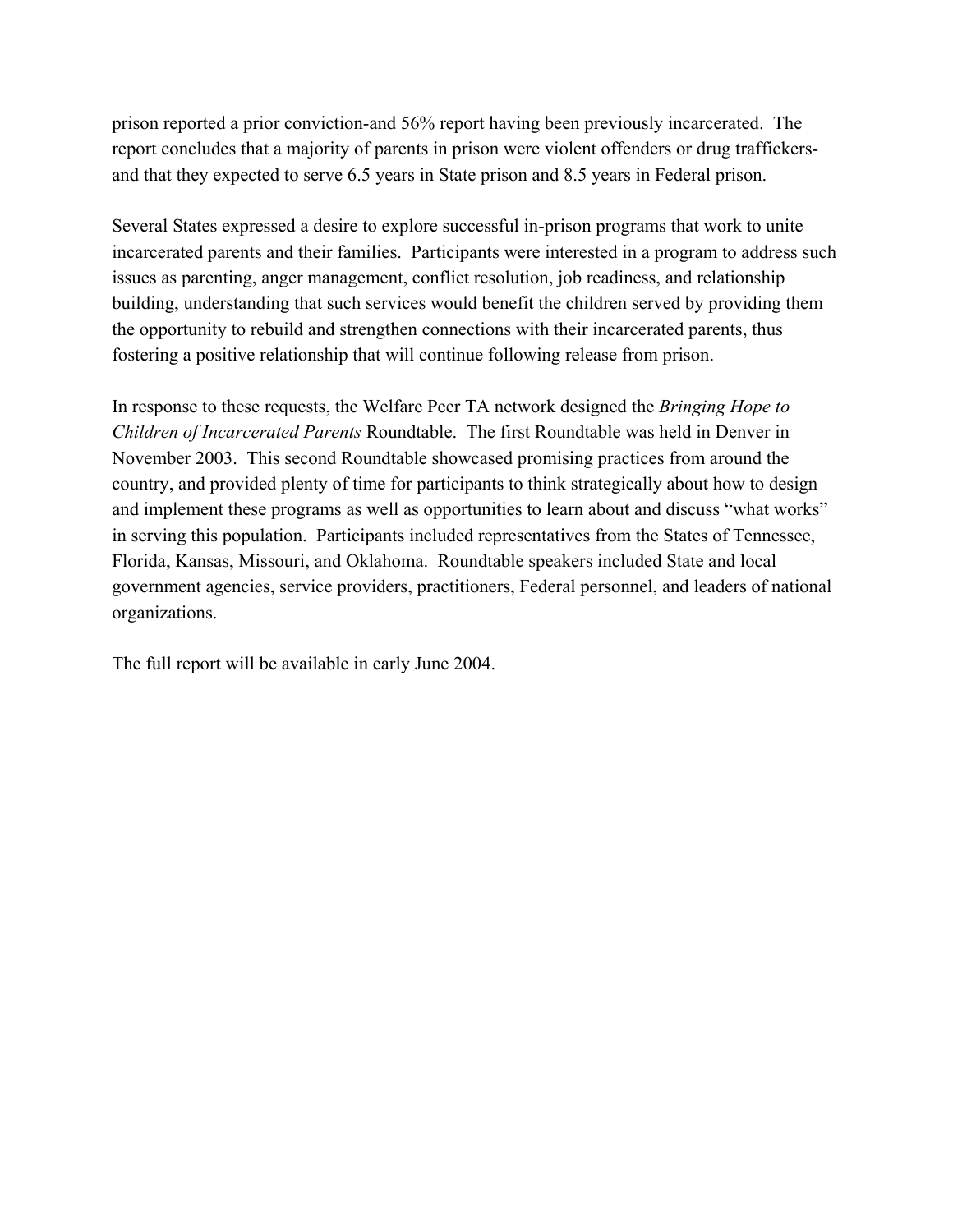prison reported a prior conviction-and 56% report having been previously incarcerated. The report concludes that a majority of parents in prison were violent offenders or drug traffickers-and that they expected to serve 6.5 years in State prison and 8.5 years in Federal prison.

Several States expressed a desire to explore successful in-prison programs that work to unite incarcerated parents and their families. Participants were interested in a program to address such issues as parenting, anger management, conflict resolution, job readiness, and relationship building, understanding that such services would benefit the children served by providing them the opportunity to rebuild and strengthen connections with their incarcerated parents, thus fostering a positive relationship that will continue following release from prison.

In response to these requests, the Welfare Peer TA network designed the *Bringing Hope to Children of Incarcerated Parents* Roundtable. The first Roundtable was held in Denver in November 2003. This second Roundtable showcased promising practices from around the country, and provided plenty of time for participants to think strategically about how to design and implement these programs as well as opportunities to learn about and discuss "what works" in serving this population. Participants included representatives from the States of Tennessee, Florida, Kansas, Missouri, and Oklahoma. Roundtable speakers included State and local government agencies, service providers, practitioners, Federal personnel, and leaders of national organizations.

The full report will be available in early June 2004.